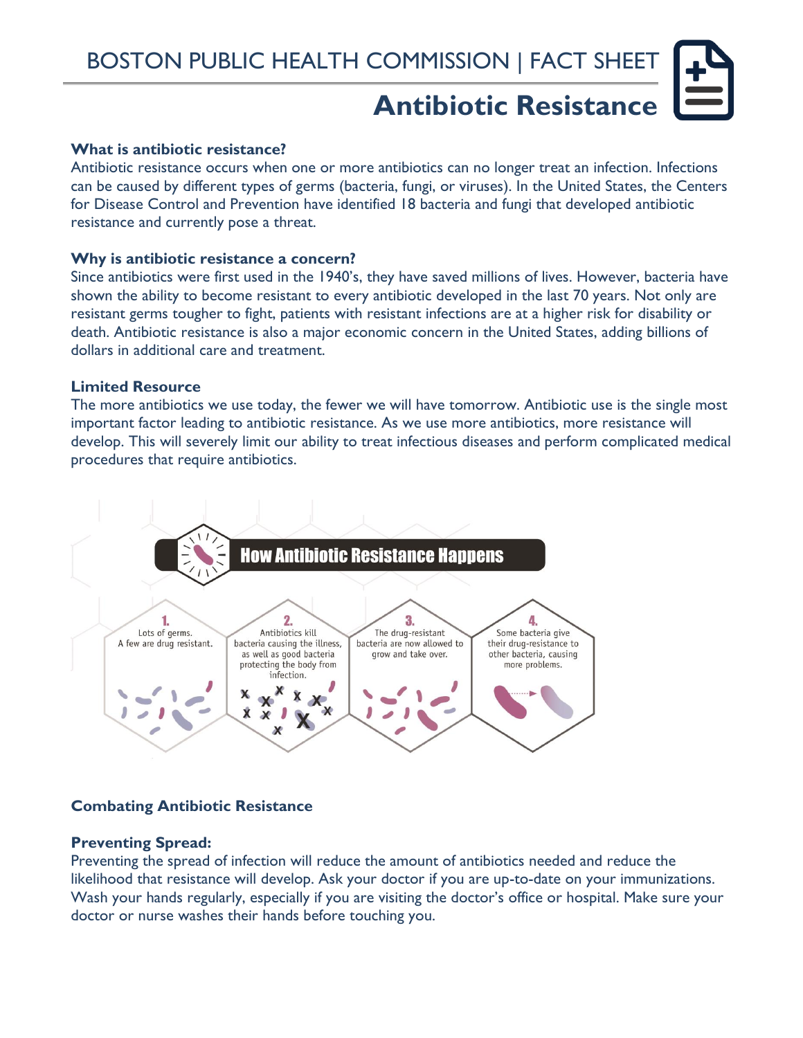BOSTON PUBLIC HEALTH COMMISSION | FACT SHEET

# Antibiotic Resistance

### What is antibiotic resistance?

Antibiotic resistance occurs when one or more antibiotics can no longer treat an infection. Infections can be caused by different types of germs (bacteria, fungi, or viruses). In the United States, the Centers for Disease Control and Prevention have identified 18 bacteria and fungi that developed antibiotic resistance and currently pose a threat.

### Why is antibiotic resistance a concern?

Since antibiotics were first used in the 1940's, they have saved millions of lives. However, bacteria have shown the ability to become resistant to every antibiotic developed in the last 70 years. Not only are resistant germs tougher to fight, patients with resistant infections are at a higher risk for disability or death. Antibiotic resistance is also a major economic concern in the United States, adding billions of dollars in additional care and treatment.

### Limited Resource

The more antibiotics we use today, the fewer we will have tomorrow. Antibiotic use is the single most important factor leading to antibiotic resistance. As we use more antibiotics, more resistance will develop. This will severely limit our ability to treat infectious diseases and perform complicated medical procedures that require antibiotics.

**How Antibiotic Resistance Happens**

1. Lots of germs. A few are drug resistant.
2. Antibiotics kill bacteria causing the illness, as well as good bacteria protecting the body from infection.
3. The drug-resistant bacteria are now allowed to grow and take over.
4. Some bacteria give their drug-resistance to other bacteria, causing more problems.

### Combating Antibiotic Resistance

### Preventing Spread:

Preventing the spread of infection will reduce the amount of antibiotics needed and reduce the likelihood that resistance will develop. Ask your doctor if you are up-to-date on your immunizations. Wash your hands regularly, especially if you are visiting the doctor's office or hospital. Make sure your doctor or nurse washes their hands before touching you.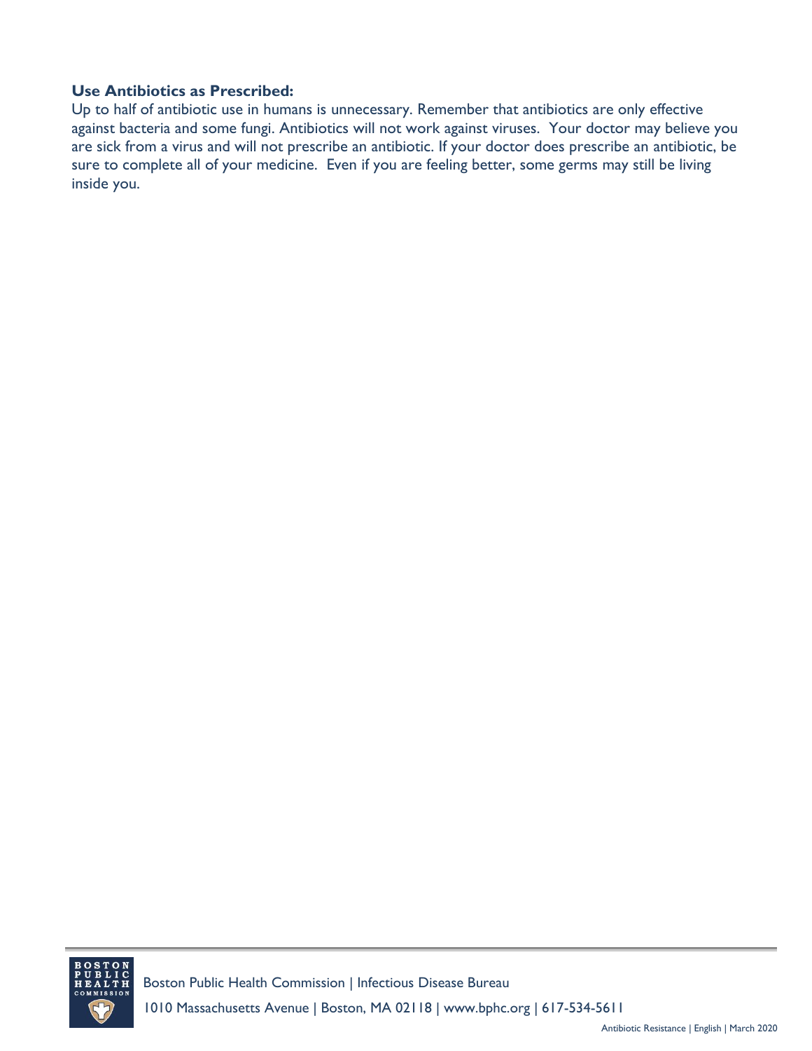**Use Antibiotics as Prescribed:**

Up to half of antibiotic use in humans is unnecessary. Remember that antibiotics are only effective against bacteria and some fungi. Antibiotics will not work against viruses. Your doctor may believe you are sick from a virus and will not prescribe an antibiotic. If your doctor does prescribe an antibiotic, be sure to complete all of your medicine. Even if you are feeling better, some germs may still be living inside you.

Boston Public Health Commission | Infectious Disease Bureau

1010 Massachusetts Avenue | Boston, MA 02118 | www.bphc.org | 617-534-5611

Antibiotic Resistance | English | March 2020